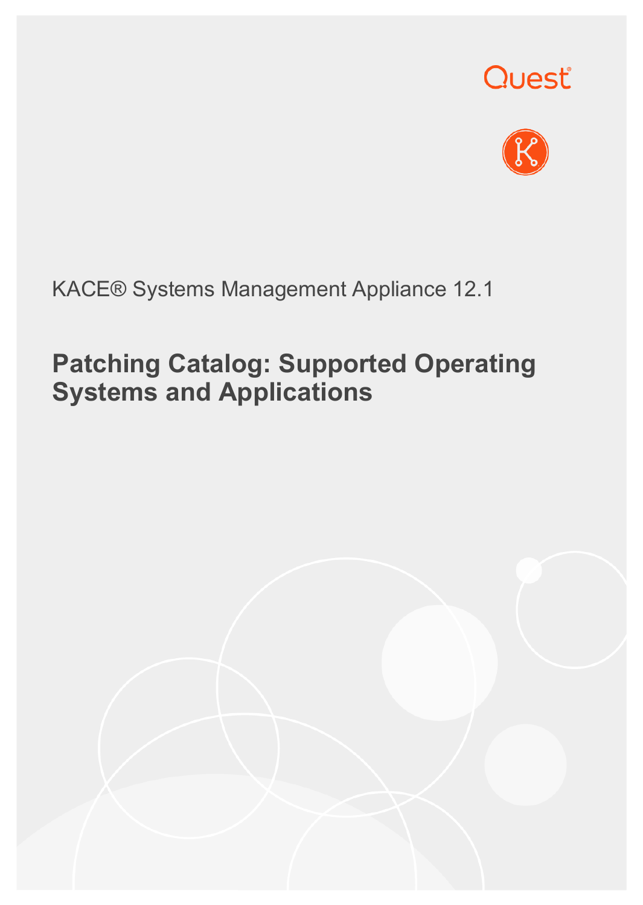Quest

KACE® Systems Management Appliance 12.1

# Patching Catalog: Supported Operating Systems and Applications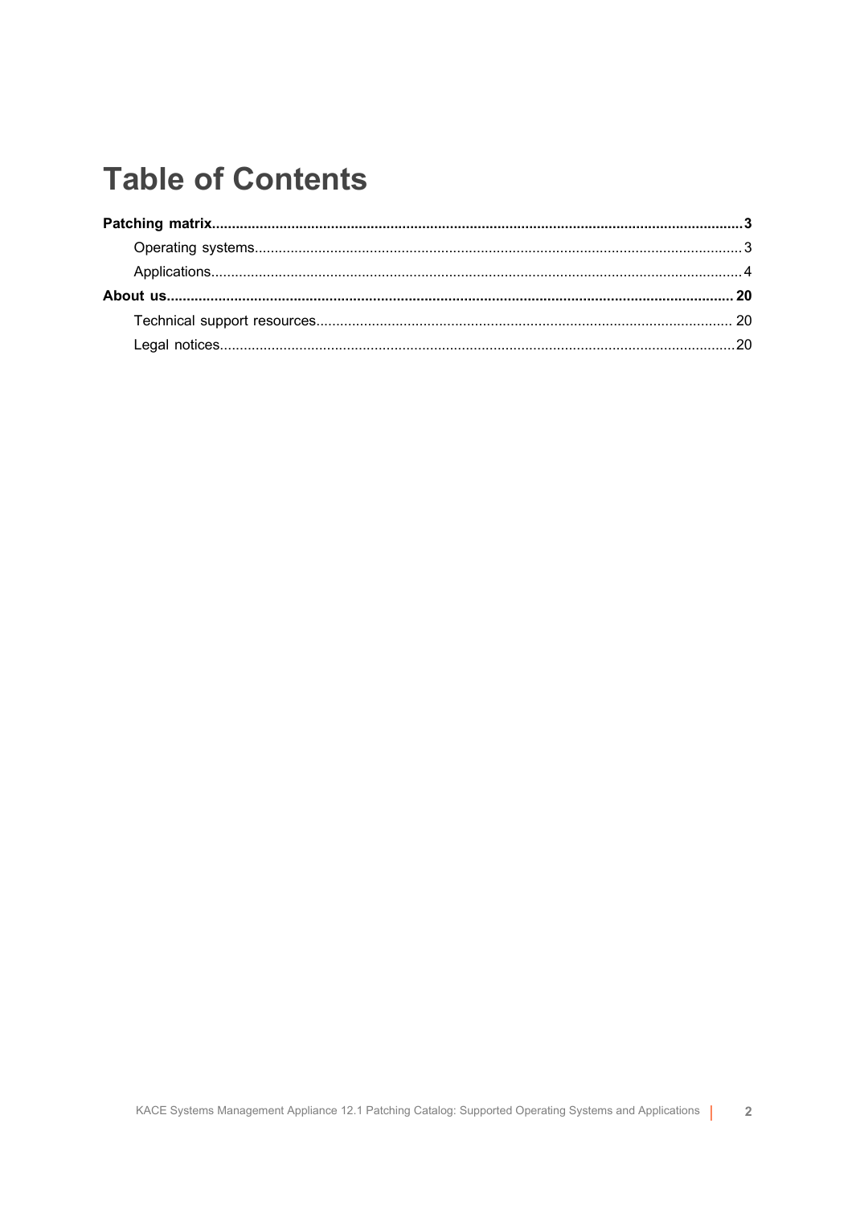# Table of Contents

**Patching matrix....3**

- Operating systems....3
- Applications....4

**About us....20**

- Technical support resources....20
- Legal notices....20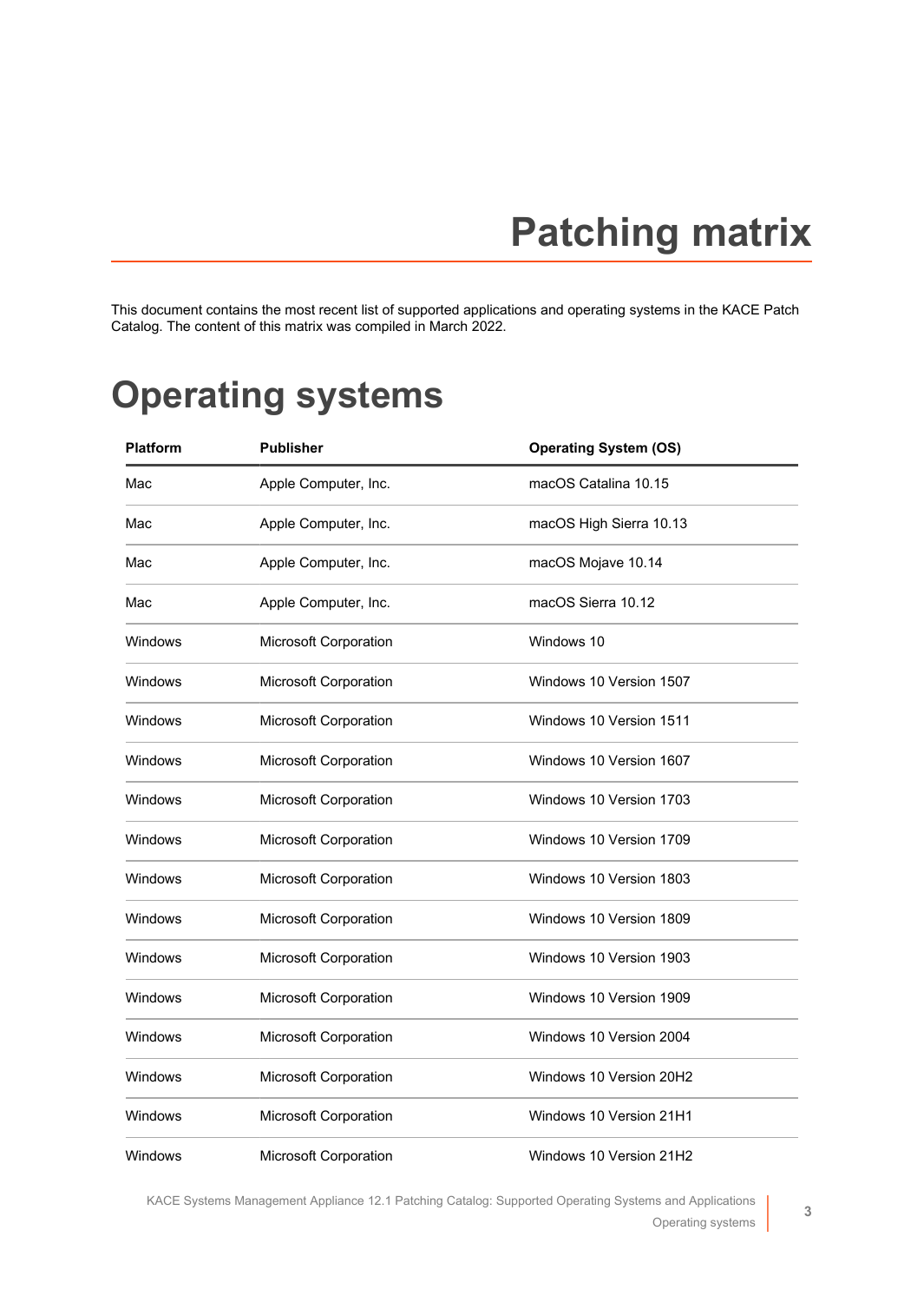# Patching matrix

This document contains the most recent list of supported applications and operating systems in the KACE Patch Catalog. The content of this matrix was compiled in March 2022.

## Operating systems

| Platform | Publisher | Operating System (OS) |
|---|---|---|
| Mac | Apple Computer, Inc. | macOS Catalina 10.15 |
| Mac | Apple Computer, Inc. | macOS High Sierra 10.13 |
| Mac | Apple Computer, Inc. | macOS Mojave 10.14 |
| Mac | Apple Computer, Inc. | macOS Sierra 10.12 |
| Windows | Microsoft Corporation | Windows 10 |
| Windows | Microsoft Corporation | Windows 10 Version 1507 |
| Windows | Microsoft Corporation | Windows 10 Version 1511 |
| Windows | Microsoft Corporation | Windows 10 Version 1607 |
| Windows | Microsoft Corporation | Windows 10 Version 1703 |
| Windows | Microsoft Corporation | Windows 10 Version 1709 |
| Windows | Microsoft Corporation | Windows 10 Version 1803 |
| Windows | Microsoft Corporation | Windows 10 Version 1809 |
| Windows | Microsoft Corporation | Windows 10 Version 1903 |
| Windows | Microsoft Corporation | Windows 10 Version 1909 |
| Windows | Microsoft Corporation | Windows 10 Version 2004 |
| Windows | Microsoft Corporation | Windows 10 Version 20H2 |
| Windows | Microsoft Corporation | Windows 10 Version 21H1 |
| Windows | Microsoft Corporation | Windows 10 Version 21H2 |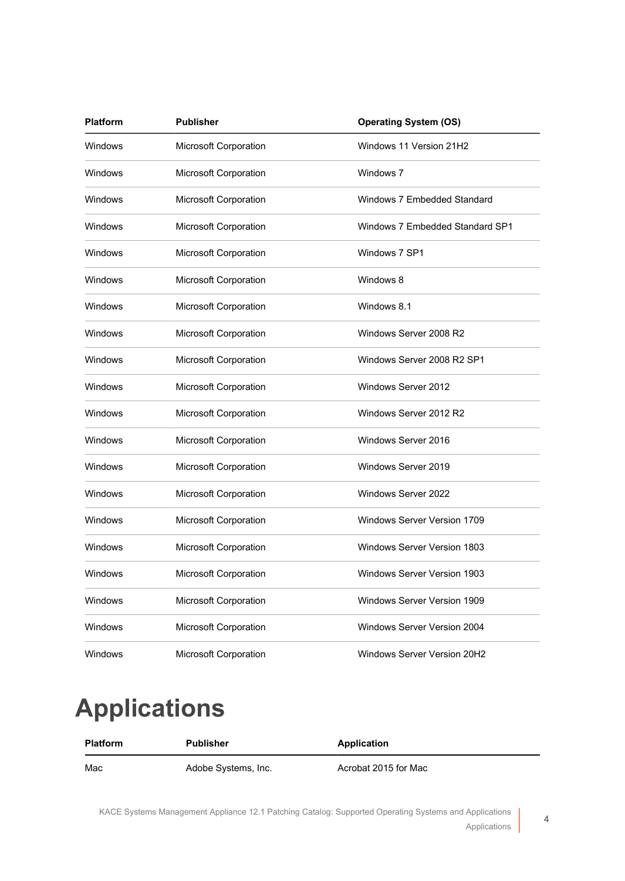| Platform | Publisher | Operating System (OS) |
|---|---|---|
| Windows | Microsoft Corporation | Windows 11 Version 21H2 |
| Windows | Microsoft Corporation | Windows 7 |
| Windows | Microsoft Corporation | Windows 7 Embedded Standard |
| Windows | Microsoft Corporation | Windows 7 Embedded Standard SP1 |
| Windows | Microsoft Corporation | Windows 7 SP1 |
| Windows | Microsoft Corporation | Windows 8 |
| Windows | Microsoft Corporation | Windows 8.1 |
| Windows | Microsoft Corporation | Windows Server 2008 R2 |
| Windows | Microsoft Corporation | Windows Server 2008 R2 SP1 |
| Windows | Microsoft Corporation | Windows Server 2012 |
| Windows | Microsoft Corporation | Windows Server 2012 R2 |
| Windows | Microsoft Corporation | Windows Server 2016 |
| Windows | Microsoft Corporation | Windows Server 2019 |
| Windows | Microsoft Corporation | Windows Server 2022 |
| Windows | Microsoft Corporation | Windows Server Version 1709 |
| Windows | Microsoft Corporation | Windows Server Version 1803 |
| Windows | Microsoft Corporation | Windows Server Version 1903 |
| Windows | Microsoft Corporation | Windows Server Version 1909 |
| Windows | Microsoft Corporation | Windows Server Version 2004 |
| Windows | Microsoft Corporation | Windows Server Version 20H2 |

# Applications

| Platform | Publisher | Application |
|---|---|---|
| Mac | Adobe Systems, Inc. | Acrobat 2015 for Mac |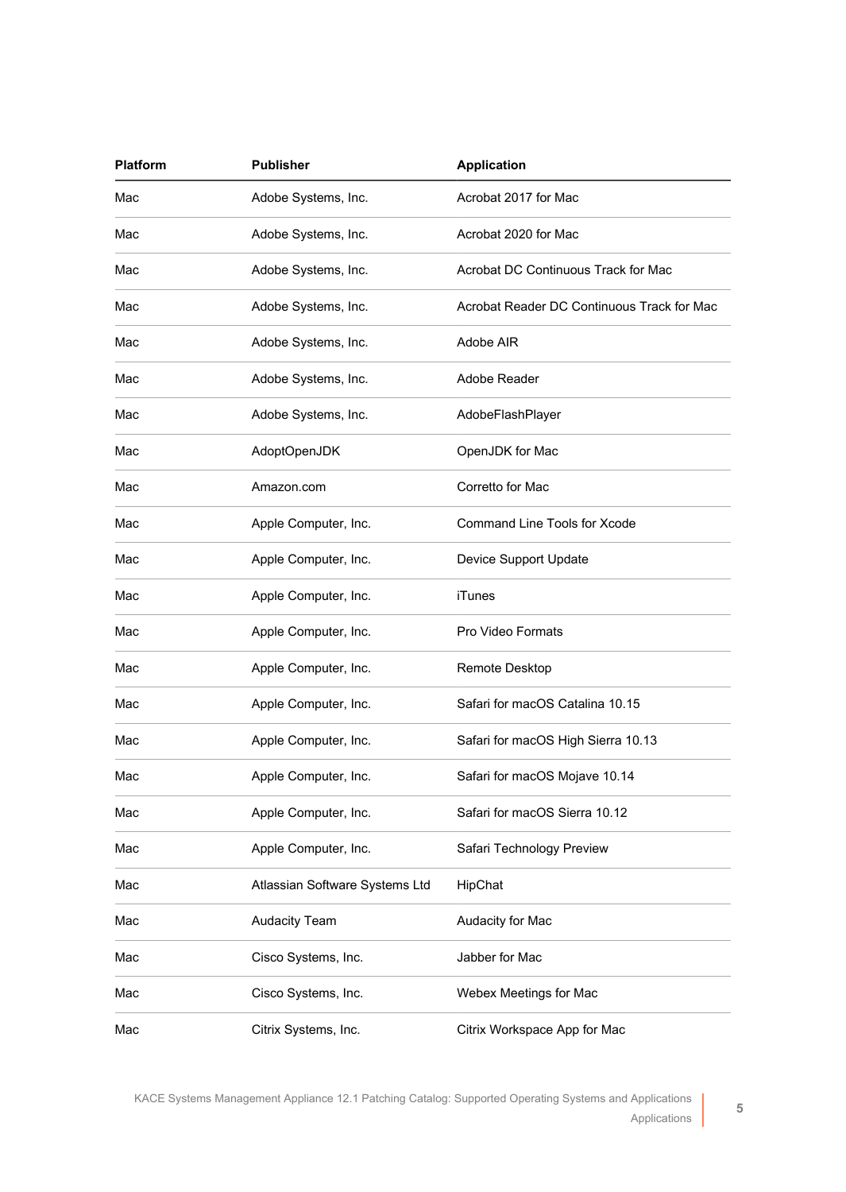| Platform | Publisher | Application |
| --- | --- | --- |
| Mac | Adobe Systems, Inc. | Acrobat 2017 for Mac |
| Mac | Adobe Systems, Inc. | Acrobat 2020 for Mac |
| Mac | Adobe Systems, Inc. | Acrobat DC Continuous Track for Mac |
| Mac | Adobe Systems, Inc. | Acrobat Reader DC Continuous Track for Mac |
| Mac | Adobe Systems, Inc. | Adobe AIR |
| Mac | Adobe Systems, Inc. | Adobe Reader |
| Mac | Adobe Systems, Inc. | AdobeFlashPlayer |
| Mac | AdoptOpenJDK | OpenJDK for Mac |
| Mac | Amazon.com | Corretto for Mac |
| Mac | Apple Computer, Inc. | Command Line Tools for Xcode |
| Mac | Apple Computer, Inc. | Device Support Update |
| Mac | Apple Computer, Inc. | iTunes |
| Mac | Apple Computer, Inc. | Pro Video Formats |
| Mac | Apple Computer, Inc. | Remote Desktop |
| Mac | Apple Computer, Inc. | Safari for macOS Catalina 10.15 |
| Mac | Apple Computer, Inc. | Safari for macOS High Sierra 10.13 |
| Mac | Apple Computer, Inc. | Safari for macOS Mojave 10.14 |
| Mac | Apple Computer, Inc. | Safari for macOS Sierra 10.12 |
| Mac | Apple Computer, Inc. | Safari Technology Preview |
| Mac | Atlassian Software Systems Ltd | HipChat |
| Mac | Audacity Team | Audacity for Mac |
| Mac | Cisco Systems, Inc. | Jabber for Mac |
| Mac | Cisco Systems, Inc. | Webex Meetings for Mac |
| Mac | Citrix Systems, Inc. | Citrix Workspace App for Mac |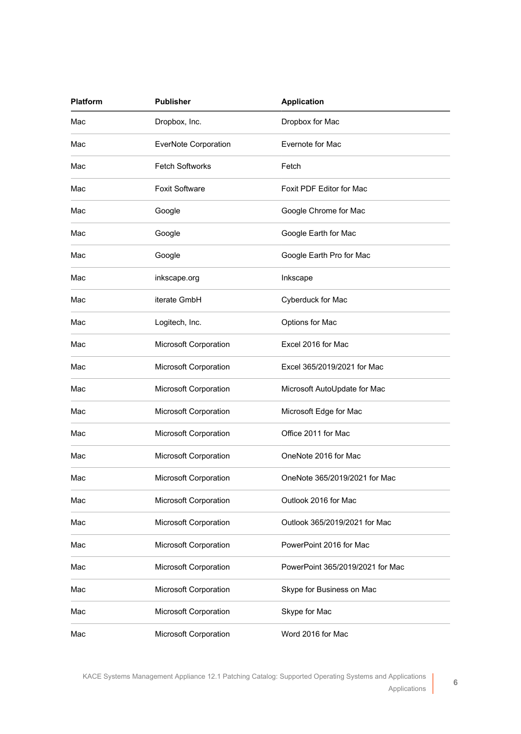| Platform | Publisher | Application |
|---|---|---|
| Mac | Dropbox, Inc. | Dropbox for Mac |
| Mac | EverNote Corporation | Evernote for Mac |
| Mac | Fetch Softworks | Fetch |
| Mac | Foxit Software | Foxit PDF Editor for Mac |
| Mac | Google | Google Chrome for Mac |
| Mac | Google | Google Earth for Mac |
| Mac | Google | Google Earth Pro for Mac |
| Mac | inkscape.org | Inkscape |
| Mac | iterate GmbH | Cyberduck for Mac |
| Mac | Logitech, Inc. | Options for Mac |
| Mac | Microsoft Corporation | Excel 2016 for Mac |
| Mac | Microsoft Corporation | Excel 365/2019/2021 for Mac |
| Mac | Microsoft Corporation | Microsoft AutoUpdate for Mac |
| Mac | Microsoft Corporation | Microsoft Edge for Mac |
| Mac | Microsoft Corporation | Office 2011 for Mac |
| Mac | Microsoft Corporation | OneNote 2016 for Mac |
| Mac | Microsoft Corporation | OneNote 365/2019/2021 for Mac |
| Mac | Microsoft Corporation | Outlook 2016 for Mac |
| Mac | Microsoft Corporation | Outlook 365/2019/2021 for Mac |
| Mac | Microsoft Corporation | PowerPoint 2016 for Mac |
| Mac | Microsoft Corporation | PowerPoint 365/2019/2021 for Mac |
| Mac | Microsoft Corporation | Skype for Business on Mac |
| Mac | Microsoft Corporation | Skype for Mac |
| Mac | Microsoft Corporation | Word 2016 for Mac |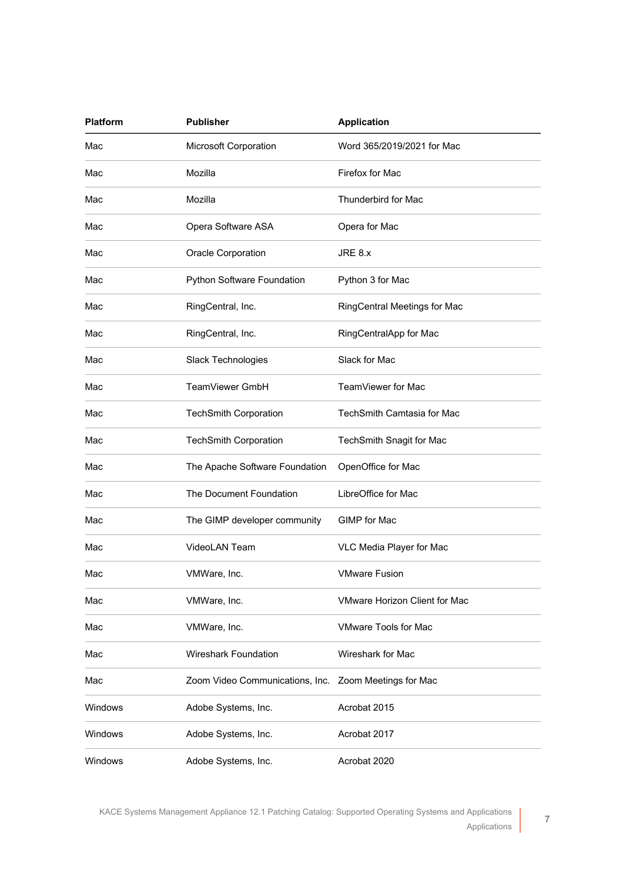| Platform | Publisher | Application |
| --- | --- | --- |
| Mac | Microsoft Corporation | Word 365/2019/2021 for Mac |
| Mac | Mozilla | Firefox for Mac |
| Mac | Mozilla | Thunderbird for Mac |
| Mac | Opera Software ASA | Opera for Mac |
| Mac | Oracle Corporation | JRE 8.x |
| Mac | Python Software Foundation | Python 3 for Mac |
| Mac | RingCentral, Inc. | RingCentral Meetings for Mac |
| Mac | RingCentral, Inc. | RingCentralApp for Mac |
| Mac | Slack Technologies | Slack for Mac |
| Mac | TeamViewer GmbH | TeamViewer for Mac |
| Mac | TechSmith Corporation | TechSmith Camtasia for Mac |
| Mac | TechSmith Corporation | TechSmith Snagit for Mac |
| Mac | The Apache Software Foundation | OpenOffice for Mac |
| Mac | The Document Foundation | LibreOffice for Mac |
| Mac | The GIMP developer community | GIMP for Mac |
| Mac | VideoLAN Team | VLC Media Player for Mac |
| Mac | VMWare, Inc. | VMware Fusion |
| Mac | VMWare, Inc. | VMware Horizon Client for Mac |
| Mac | VMWare, Inc. | VMware Tools for Mac |
| Mac | Wireshark Foundation | Wireshark for Mac |
| Mac | Zoom Video Communications, Inc. | Zoom Meetings for Mac |
| Windows | Adobe Systems, Inc. | Acrobat 2015 |
| Windows | Adobe Systems, Inc. | Acrobat 2017 |
| Windows | Adobe Systems, Inc. | Acrobat 2020 |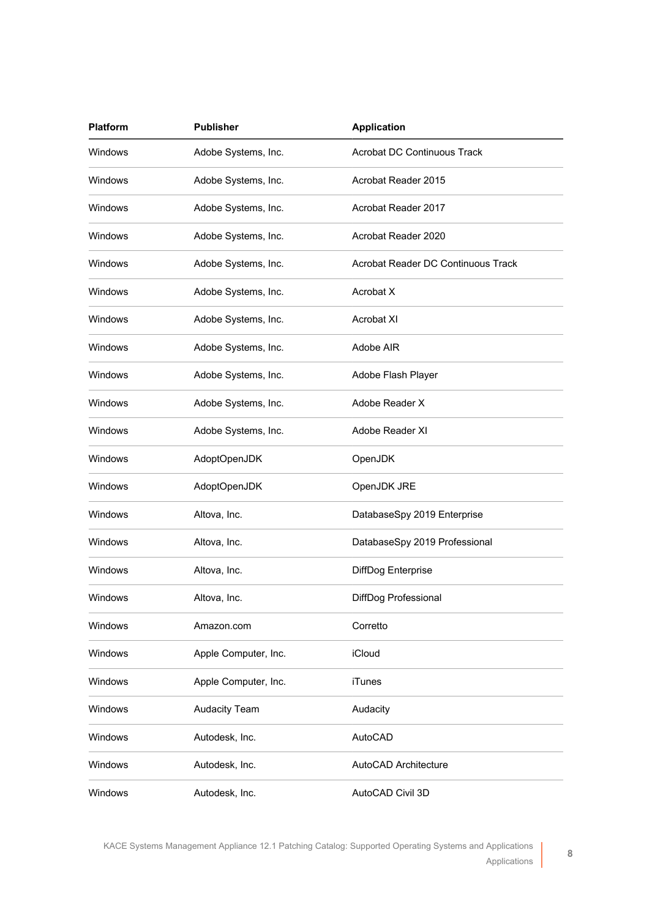| Platform | Publisher | Application |
| --- | --- | --- |
| Windows | Adobe Systems, Inc. | Acrobat DC Continuous Track |
| Windows | Adobe Systems, Inc. | Acrobat Reader 2015 |
| Windows | Adobe Systems, Inc. | Acrobat Reader 2017 |
| Windows | Adobe Systems, Inc. | Acrobat Reader 2020 |
| Windows | Adobe Systems, Inc. | Acrobat Reader DC Continuous Track |
| Windows | Adobe Systems, Inc. | Acrobat X |
| Windows | Adobe Systems, Inc. | Acrobat XI |
| Windows | Adobe Systems, Inc. | Adobe AIR |
| Windows | Adobe Systems, Inc. | Adobe Flash Player |
| Windows | Adobe Systems, Inc. | Adobe Reader X |
| Windows | Adobe Systems, Inc. | Adobe Reader XI |
| Windows | AdoptOpenJDK | OpenJDK |
| Windows | AdoptOpenJDK | OpenJDK JRE |
| Windows | Altova, Inc. | DatabaseSpy 2019 Enterprise |
| Windows | Altova, Inc. | DatabaseSpy 2019 Professional |
| Windows | Altova, Inc. | DiffDog Enterprise |
| Windows | Altova, Inc. | DiffDog Professional |
| Windows | Amazon.com | Corretto |
| Windows | Apple Computer, Inc. | iCloud |
| Windows | Apple Computer, Inc. | iTunes |
| Windows | Audacity Team | Audacity |
| Windows | Autodesk, Inc. | AutoCAD |
| Windows | Autodesk, Inc. | AutoCAD Architecture |
| Windows | Autodesk, Inc. | AutoCAD Civil 3D |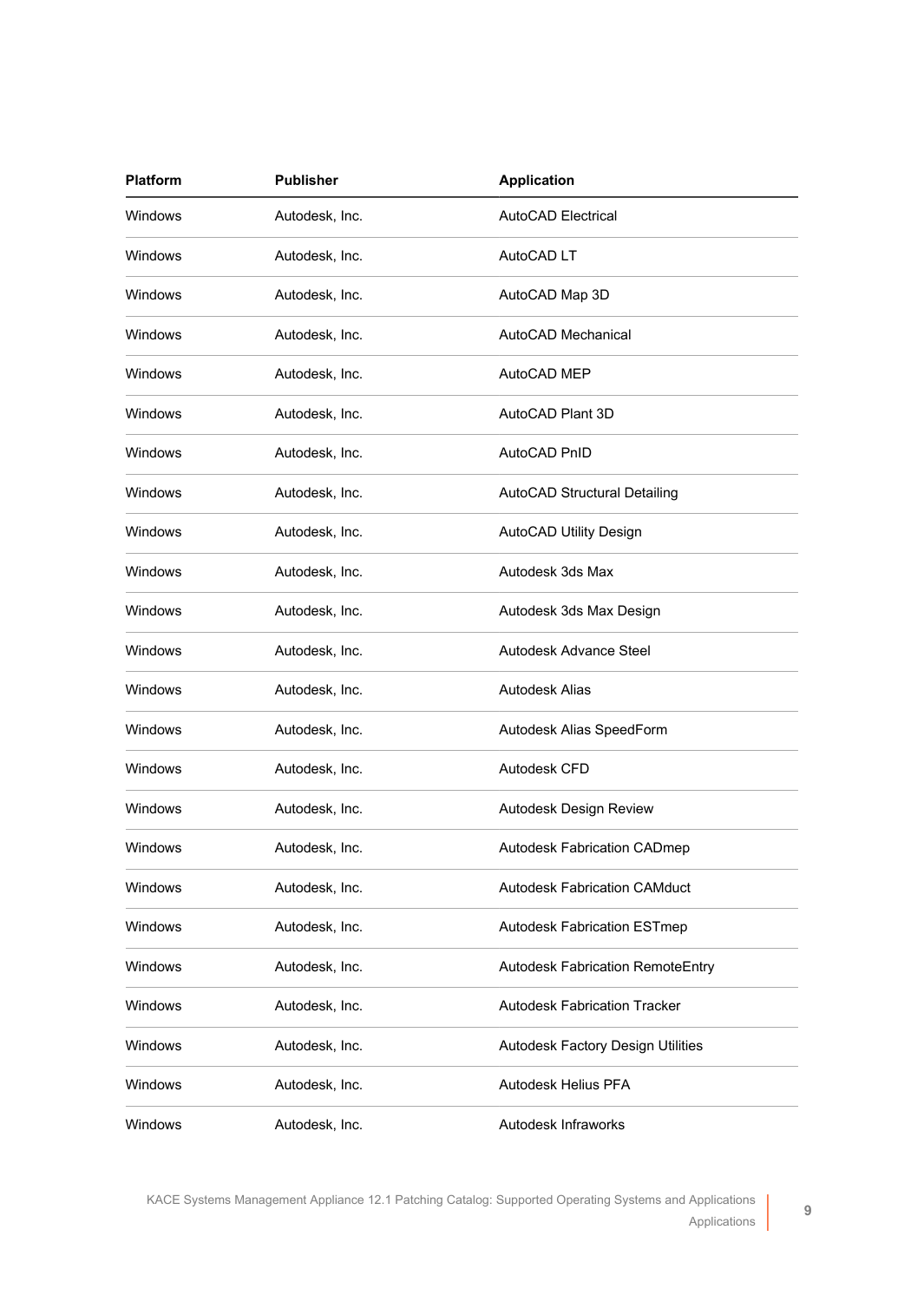| Platform | Publisher | Application |
|---|---|---|
| Windows | Autodesk, Inc. | AutoCAD Electrical |
| Windows | Autodesk, Inc. | AutoCAD LT |
| Windows | Autodesk, Inc. | AutoCAD Map 3D |
| Windows | Autodesk, Inc. | AutoCAD Mechanical |
| Windows | Autodesk, Inc. | AutoCAD MEP |
| Windows | Autodesk, Inc. | AutoCAD Plant 3D |
| Windows | Autodesk, Inc. | AutoCAD PnID |
| Windows | Autodesk, Inc. | AutoCAD Structural Detailing |
| Windows | Autodesk, Inc. | AutoCAD Utility Design |
| Windows | Autodesk, Inc. | Autodesk 3ds Max |
| Windows | Autodesk, Inc. | Autodesk 3ds Max Design |
| Windows | Autodesk, Inc. | Autodesk Advance Steel |
| Windows | Autodesk, Inc. | Autodesk Alias |
| Windows | Autodesk, Inc. | Autodesk Alias SpeedForm |
| Windows | Autodesk, Inc. | Autodesk CFD |
| Windows | Autodesk, Inc. | Autodesk Design Review |
| Windows | Autodesk, Inc. | Autodesk Fabrication CADmep |
| Windows | Autodesk, Inc. | Autodesk Fabrication CAMduct |
| Windows | Autodesk, Inc. | Autodesk Fabrication ESTmep |
| Windows | Autodesk, Inc. | Autodesk Fabrication RemoteEntry |
| Windows | Autodesk, Inc. | Autodesk Fabrication Tracker |
| Windows | Autodesk, Inc. | Autodesk Factory Design Utilities |
| Windows | Autodesk, Inc. | Autodesk Helius PFA |
| Windows | Autodesk, Inc. | Autodesk Infraworks |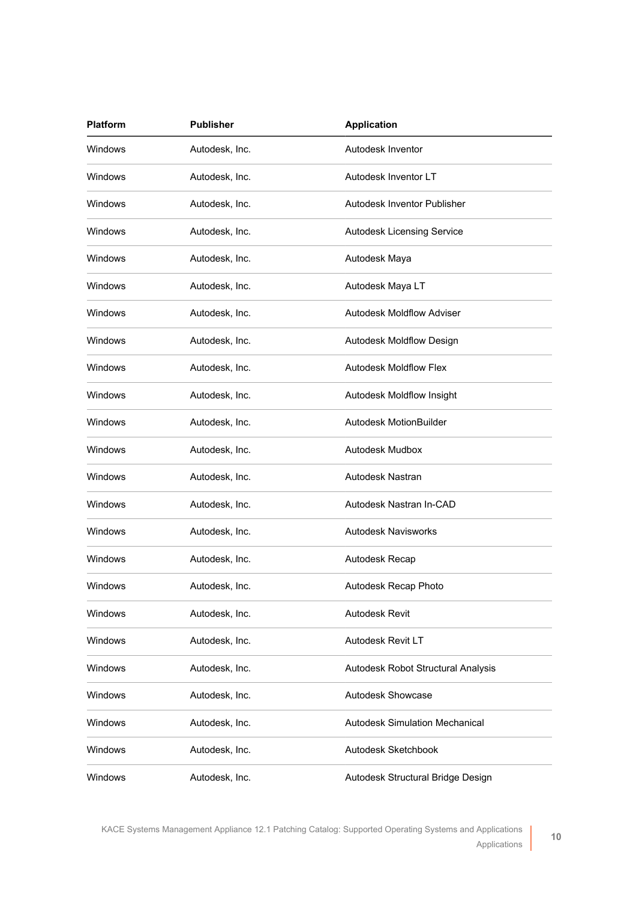| Platform | Publisher | Application |
| --- | --- | --- |
| Windows | Autodesk, Inc. | Autodesk Inventor |
| Windows | Autodesk, Inc. | Autodesk Inventor LT |
| Windows | Autodesk, Inc. | Autodesk Inventor Publisher |
| Windows | Autodesk, Inc. | Autodesk Licensing Service |
| Windows | Autodesk, Inc. | Autodesk Maya |
| Windows | Autodesk, Inc. | Autodesk Maya LT |
| Windows | Autodesk, Inc. | Autodesk Moldflow Adviser |
| Windows | Autodesk, Inc. | Autodesk Moldflow Design |
| Windows | Autodesk, Inc. | Autodesk Moldflow Flex |
| Windows | Autodesk, Inc. | Autodesk Moldflow Insight |
| Windows | Autodesk, Inc. | Autodesk MotionBuilder |
| Windows | Autodesk, Inc. | Autodesk Mudbox |
| Windows | Autodesk, Inc. | Autodesk Nastran |
| Windows | Autodesk, Inc. | Autodesk Nastran In-CAD |
| Windows | Autodesk, Inc. | Autodesk Navisworks |
| Windows | Autodesk, Inc. | Autodesk Recap |
| Windows | Autodesk, Inc. | Autodesk Recap Photo |
| Windows | Autodesk, Inc. | Autodesk Revit |
| Windows | Autodesk, Inc. | Autodesk Revit LT |
| Windows | Autodesk, Inc. | Autodesk Robot Structural Analysis |
| Windows | Autodesk, Inc. | Autodesk Showcase |
| Windows | Autodesk, Inc. | Autodesk Simulation Mechanical |
| Windows | Autodesk, Inc. | Autodesk Sketchbook |
| Windows | Autodesk, Inc. | Autodesk Structural Bridge Design |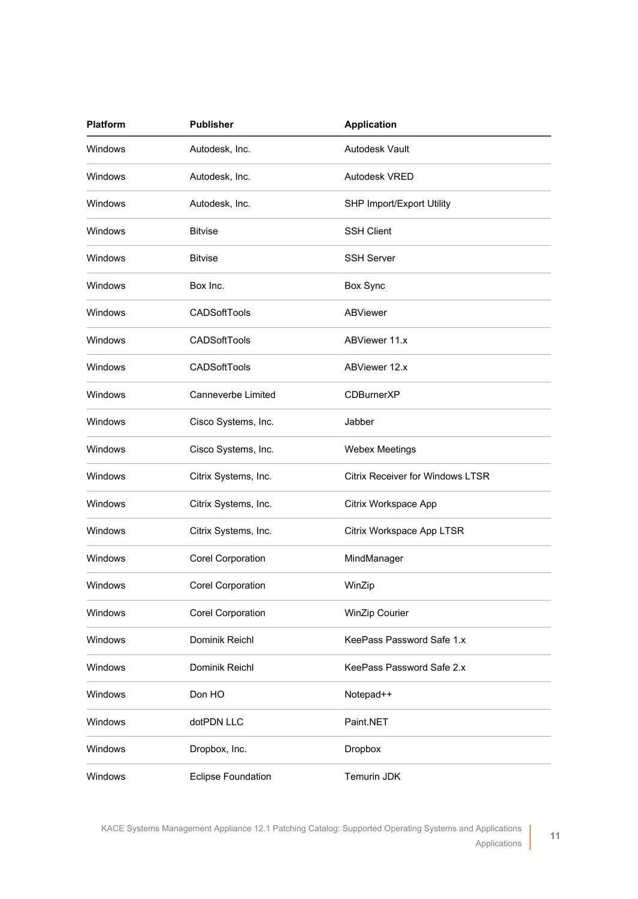| Platform | Publisher | Application |
| --- | --- | --- |
| Windows | Autodesk, Inc. | Autodesk Vault |
| Windows | Autodesk, Inc. | Autodesk VRED |
| Windows | Autodesk, Inc. | SHP Import/Export Utility |
| Windows | Bitvise | SSH Client |
| Windows | Bitvise | SSH Server |
| Windows | Box Inc. | Box Sync |
| Windows | CADSoftTools | ABViewer |
| Windows | CADSoftTools | ABViewer 11.x |
| Windows | CADSoftTools | ABViewer 12.x |
| Windows | Canneverbe Limited | CDBurnerXP |
| Windows | Cisco Systems, Inc. | Jabber |
| Windows | Cisco Systems, Inc. | Webex Meetings |
| Windows | Citrix Systems, Inc. | Citrix Receiver for Windows LTSR |
| Windows | Citrix Systems, Inc. | Citrix Workspace App |
| Windows | Citrix Systems, Inc. | Citrix Workspace App LTSR |
| Windows | Corel Corporation | MindManager |
| Windows | Corel Corporation | WinZip |
| Windows | Corel Corporation | WinZip Courier |
| Windows | Dominik Reichl | KeePass Password Safe 1.x |
| Windows | Dominik Reichl | KeePass Password Safe 2.x |
| Windows | Don HO | Notepad++ |
| Windows | dotPDN LLC | Paint.NET |
| Windows | Dropbox, Inc. | Dropbox |
| Windows | Eclipse Foundation | Temurin JDK |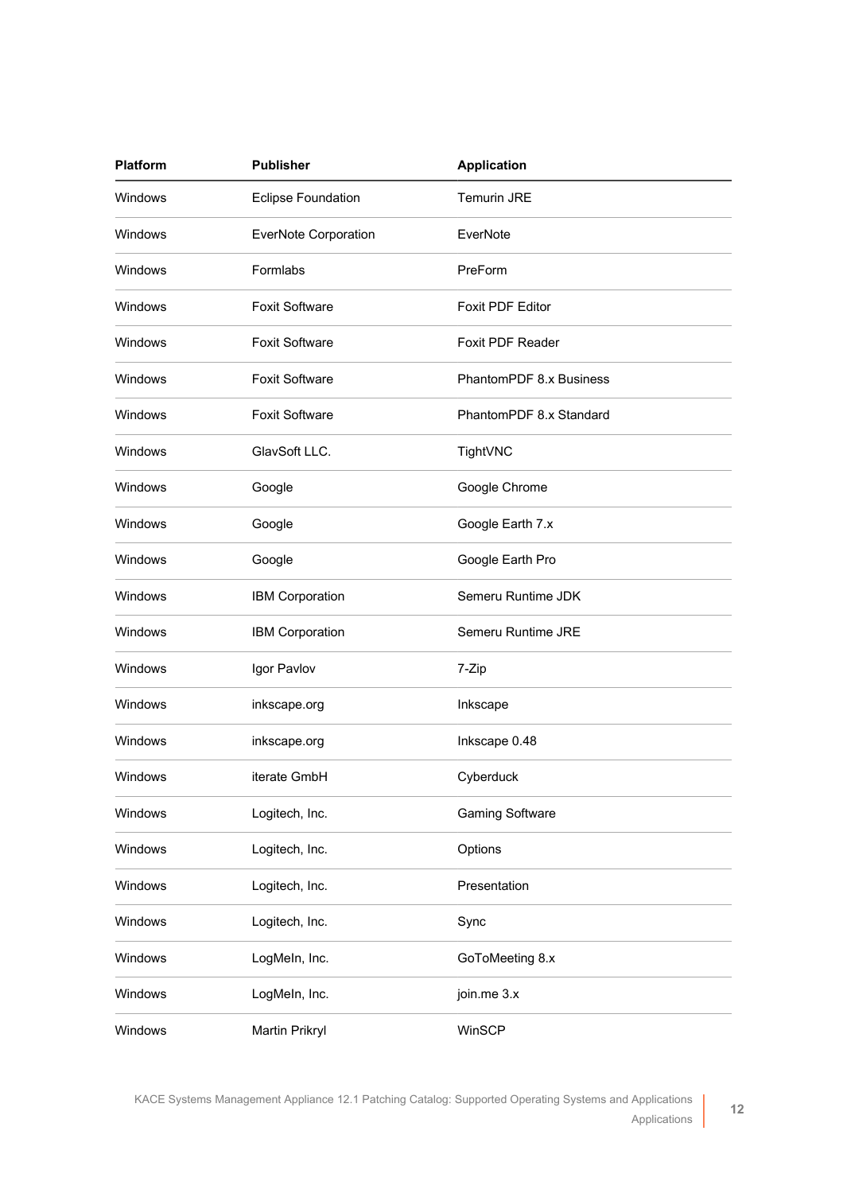| Platform | Publisher | Application |
| --- | --- | --- |
| Windows | Eclipse Foundation | Temurin JRE |
| Windows | EverNote Corporation | EverNote |
| Windows | Formlabs | PreForm |
| Windows | Foxit Software | Foxit PDF Editor |
| Windows | Foxit Software | Foxit PDF Reader |
| Windows | Foxit Software | PhantomPDF 8.x Business |
| Windows | Foxit Software | PhantomPDF 8.x Standard |
| Windows | GlavSoft LLC. | TightVNC |
| Windows | Google | Google Chrome |
| Windows | Google | Google Earth 7.x |
| Windows | Google | Google Earth Pro |
| Windows | IBM Corporation | Semeru Runtime JDK |
| Windows | IBM Corporation | Semeru Runtime JRE |
| Windows | Igor Pavlov | 7-Zip |
| Windows | inkscape.org | Inkscape |
| Windows | inkscape.org | Inkscape 0.48 |
| Windows | iterate GmbH | Cyberduck |
| Windows | Logitech, Inc. | Gaming Software |
| Windows | Logitech, Inc. | Options |
| Windows | Logitech, Inc. | Presentation |
| Windows | Logitech, Inc. | Sync |
| Windows | LogMeIn, Inc. | GoToMeeting 8.x |
| Windows | LogMeIn, Inc. | join.me 3.x |
| Windows | Martin Prikryl | WinSCP |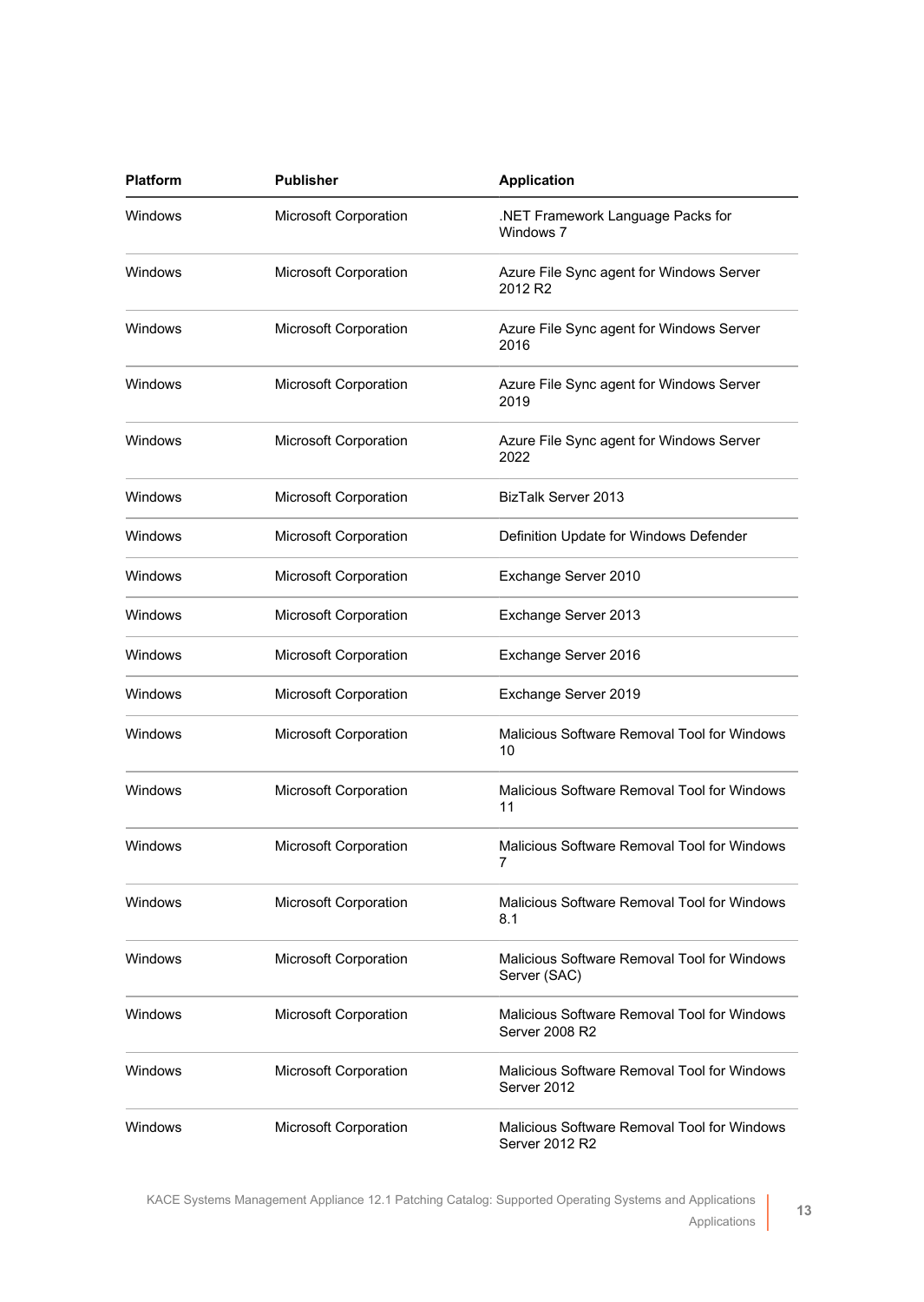| Platform | Publisher | Application |
| --- | --- | --- |
| Windows | Microsoft Corporation | .NET Framework Language Packs for Windows 7 |
| Windows | Microsoft Corporation | Azure File Sync agent for Windows Server 2012 R2 |
| Windows | Microsoft Corporation | Azure File Sync agent for Windows Server 2016 |
| Windows | Microsoft Corporation | Azure File Sync agent for Windows Server 2019 |
| Windows | Microsoft Corporation | Azure File Sync agent for Windows Server 2022 |
| Windows | Microsoft Corporation | BizTalk Server 2013 |
| Windows | Microsoft Corporation | Definition Update for Windows Defender |
| Windows | Microsoft Corporation | Exchange Server 2010 |
| Windows | Microsoft Corporation | Exchange Server 2013 |
| Windows | Microsoft Corporation | Exchange Server 2016 |
| Windows | Microsoft Corporation | Exchange Server 2019 |
| Windows | Microsoft Corporation | Malicious Software Removal Tool for Windows 10 |
| Windows | Microsoft Corporation | Malicious Software Removal Tool for Windows 11 |
| Windows | Microsoft Corporation | Malicious Software Removal Tool for Windows 7 |
| Windows | Microsoft Corporation | Malicious Software Removal Tool for Windows 8.1 |
| Windows | Microsoft Corporation | Malicious Software Removal Tool for Windows Server (SAC) |
| Windows | Microsoft Corporation | Malicious Software Removal Tool for Windows Server 2008 R2 |
| Windows | Microsoft Corporation | Malicious Software Removal Tool for Windows Server 2012 |
| Windows | Microsoft Corporation | Malicious Software Removal Tool for Windows Server 2012 R2 |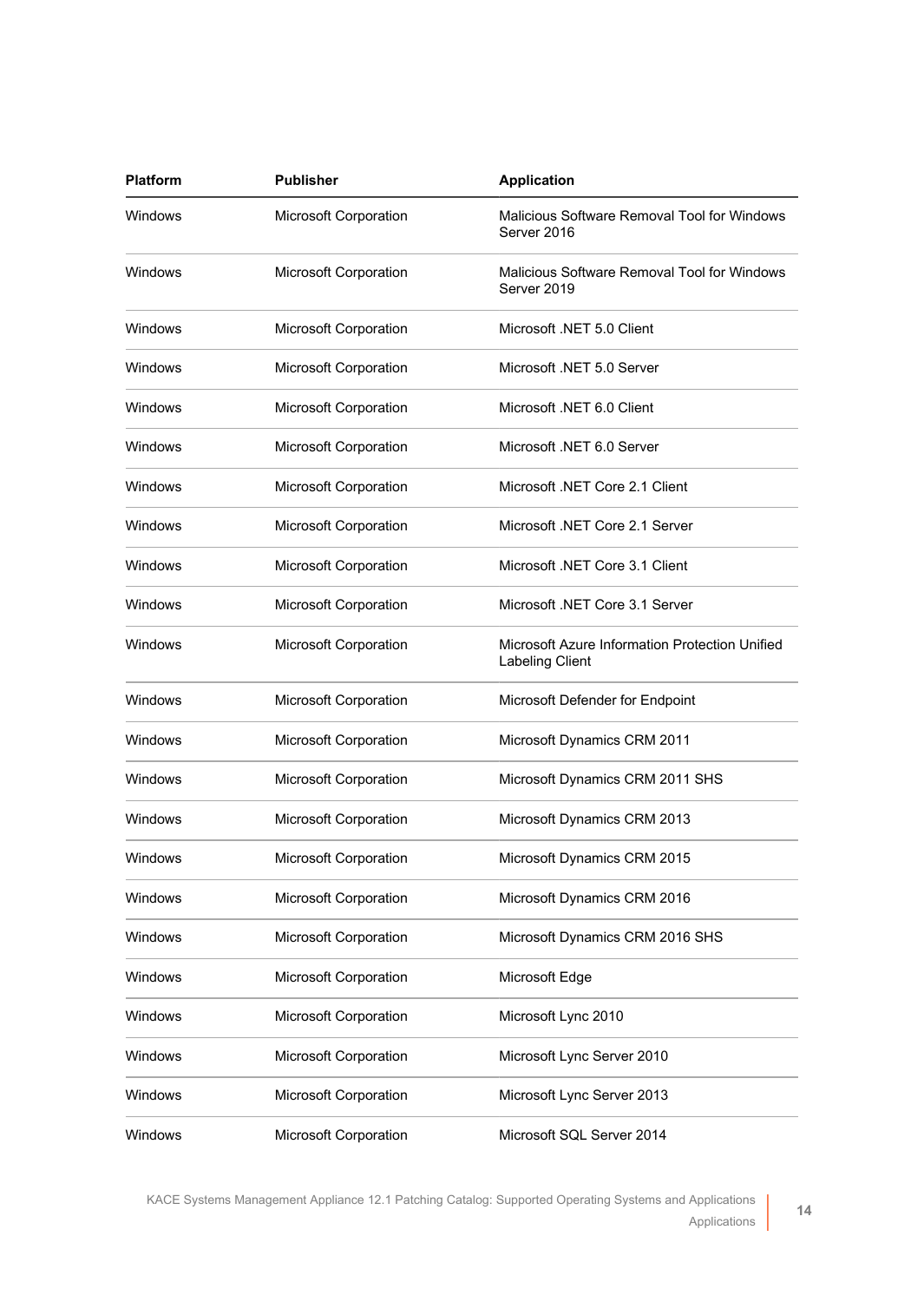| Platform | Publisher | Application |
|---|---|---|
| Windows | Microsoft Corporation | Malicious Software Removal Tool for Windows Server 2016 |
| Windows | Microsoft Corporation | Malicious Software Removal Tool for Windows Server 2019 |
| Windows | Microsoft Corporation | Microsoft .NET 5.0 Client |
| Windows | Microsoft Corporation | Microsoft .NET 5.0 Server |
| Windows | Microsoft Corporation | Microsoft .NET 6.0 Client |
| Windows | Microsoft Corporation | Microsoft .NET 6.0 Server |
| Windows | Microsoft Corporation | Microsoft .NET Core 2.1 Client |
| Windows | Microsoft Corporation | Microsoft .NET Core 2.1 Server |
| Windows | Microsoft Corporation | Microsoft .NET Core 3.1 Client |
| Windows | Microsoft Corporation | Microsoft .NET Core 3.1 Server |
| Windows | Microsoft Corporation | Microsoft Azure Information Protection Unified Labeling Client |
| Windows | Microsoft Corporation | Microsoft Defender for Endpoint |
| Windows | Microsoft Corporation | Microsoft Dynamics CRM 2011 |
| Windows | Microsoft Corporation | Microsoft Dynamics CRM 2011 SHS |
| Windows | Microsoft Corporation | Microsoft Dynamics CRM 2013 |
| Windows | Microsoft Corporation | Microsoft Dynamics CRM 2015 |
| Windows | Microsoft Corporation | Microsoft Dynamics CRM 2016 |
| Windows | Microsoft Corporation | Microsoft Dynamics CRM 2016 SHS |
| Windows | Microsoft Corporation | Microsoft Edge |
| Windows | Microsoft Corporation | Microsoft Lync 2010 |
| Windows | Microsoft Corporation | Microsoft Lync Server 2010 |
| Windows | Microsoft Corporation | Microsoft Lync Server 2013 |
| Windows | Microsoft Corporation | Microsoft SQL Server 2014 |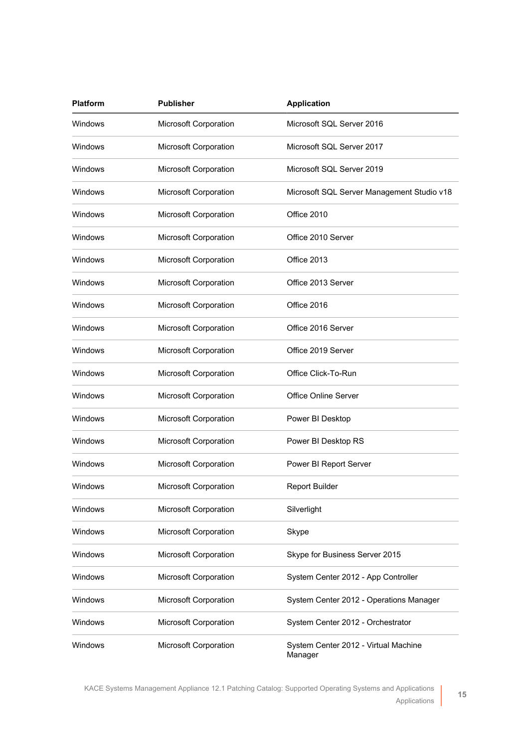| Platform | Publisher | Application |
| --- | --- | --- |
| Windows | Microsoft Corporation | Microsoft SQL Server 2016 |
| Windows | Microsoft Corporation | Microsoft SQL Server 2017 |
| Windows | Microsoft Corporation | Microsoft SQL Server 2019 |
| Windows | Microsoft Corporation | Microsoft SQL Server Management Studio v18 |
| Windows | Microsoft Corporation | Office 2010 |
| Windows | Microsoft Corporation | Office 2010 Server |
| Windows | Microsoft Corporation | Office 2013 |
| Windows | Microsoft Corporation | Office 2013 Server |
| Windows | Microsoft Corporation | Office 2016 |
| Windows | Microsoft Corporation | Office 2016 Server |
| Windows | Microsoft Corporation | Office 2019 Server |
| Windows | Microsoft Corporation | Office Click-To-Run |
| Windows | Microsoft Corporation | Office Online Server |
| Windows | Microsoft Corporation | Power BI Desktop |
| Windows | Microsoft Corporation | Power BI Desktop RS |
| Windows | Microsoft Corporation | Power BI Report Server |
| Windows | Microsoft Corporation | Report Builder |
| Windows | Microsoft Corporation | Silverlight |
| Windows | Microsoft Corporation | Skype |
| Windows | Microsoft Corporation | Skype for Business Server 2015 |
| Windows | Microsoft Corporation | System Center 2012 - App Controller |
| Windows | Microsoft Corporation | System Center 2012 - Operations Manager |
| Windows | Microsoft Corporation | System Center 2012 - Orchestrator |
| Windows | Microsoft Corporation | System Center 2012 - Virtual Machine Manager |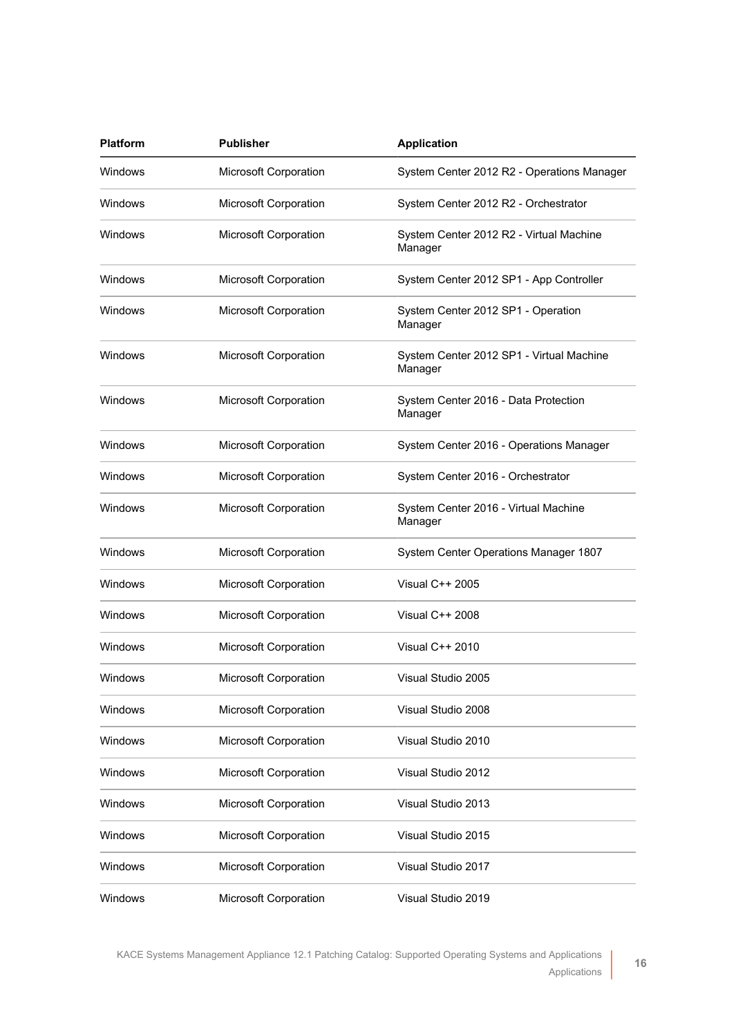| Platform | Publisher | Application |
|---|---|---|
| Windows | Microsoft Corporation | System Center 2012 R2 - Operations Manager |
| Windows | Microsoft Corporation | System Center 2012 R2 - Orchestrator |
| Windows | Microsoft Corporation | System Center 2012 R2 - Virtual Machine Manager |
| Windows | Microsoft Corporation | System Center 2012 SP1 - App Controller |
| Windows | Microsoft Corporation | System Center 2012 SP1 - Operation Manager |
| Windows | Microsoft Corporation | System Center 2012 SP1 - Virtual Machine Manager |
| Windows | Microsoft Corporation | System Center 2016 - Data Protection Manager |
| Windows | Microsoft Corporation | System Center 2016 - Operations Manager |
| Windows | Microsoft Corporation | System Center 2016 - Orchestrator |
| Windows | Microsoft Corporation | System Center 2016 - Virtual Machine Manager |
| Windows | Microsoft Corporation | System Center Operations Manager 1807 |
| Windows | Microsoft Corporation | Visual C++ 2005 |
| Windows | Microsoft Corporation | Visual C++ 2008 |
| Windows | Microsoft Corporation | Visual C++ 2010 |
| Windows | Microsoft Corporation | Visual Studio 2005 |
| Windows | Microsoft Corporation | Visual Studio 2008 |
| Windows | Microsoft Corporation | Visual Studio 2010 |
| Windows | Microsoft Corporation | Visual Studio 2012 |
| Windows | Microsoft Corporation | Visual Studio 2013 |
| Windows | Microsoft Corporation | Visual Studio 2015 |
| Windows | Microsoft Corporation | Visual Studio 2017 |
| Windows | Microsoft Corporation | Visual Studio 2019 |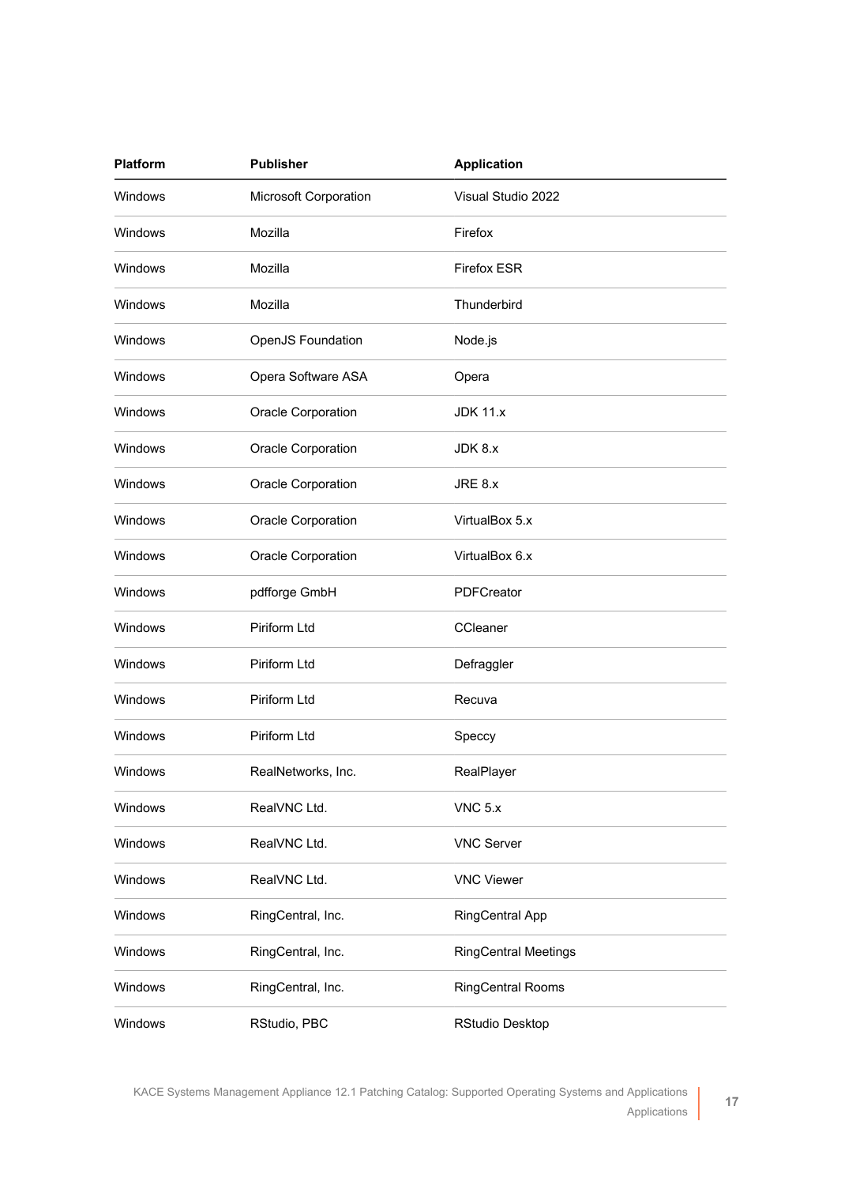| Platform | Publisher | Application |
| --- | --- | --- |
| Windows | Microsoft Corporation | Visual Studio 2022 |
| Windows | Mozilla | Firefox |
| Windows | Mozilla | Firefox ESR |
| Windows | Mozilla | Thunderbird |
| Windows | OpenJS Foundation | Node.js |
| Windows | Opera Software ASA | Opera |
| Windows | Oracle Corporation | JDK 11.x |
| Windows | Oracle Corporation | JDK 8.x |
| Windows | Oracle Corporation | JRE 8.x |
| Windows | Oracle Corporation | VirtualBox 5.x |
| Windows | Oracle Corporation | VirtualBox 6.x |
| Windows | pdfforge GmbH | PDFCreator |
| Windows | Piriform Ltd | CCleaner |
| Windows | Piriform Ltd | Defraggler |
| Windows | Piriform Ltd | Recuva |
| Windows | Piriform Ltd | Speccy |
| Windows | RealNetworks, Inc. | RealPlayer |
| Windows | RealVNC Ltd. | VNC 5.x |
| Windows | RealVNC Ltd. | VNC Server |
| Windows | RealVNC Ltd. | VNC Viewer |
| Windows | RingCentral, Inc. | RingCentral App |
| Windows | RingCentral, Inc. | RingCentral Meetings |
| Windows | RingCentral, Inc. | RingCentral Rooms |
| Windows | RStudio, PBC | RStudio Desktop |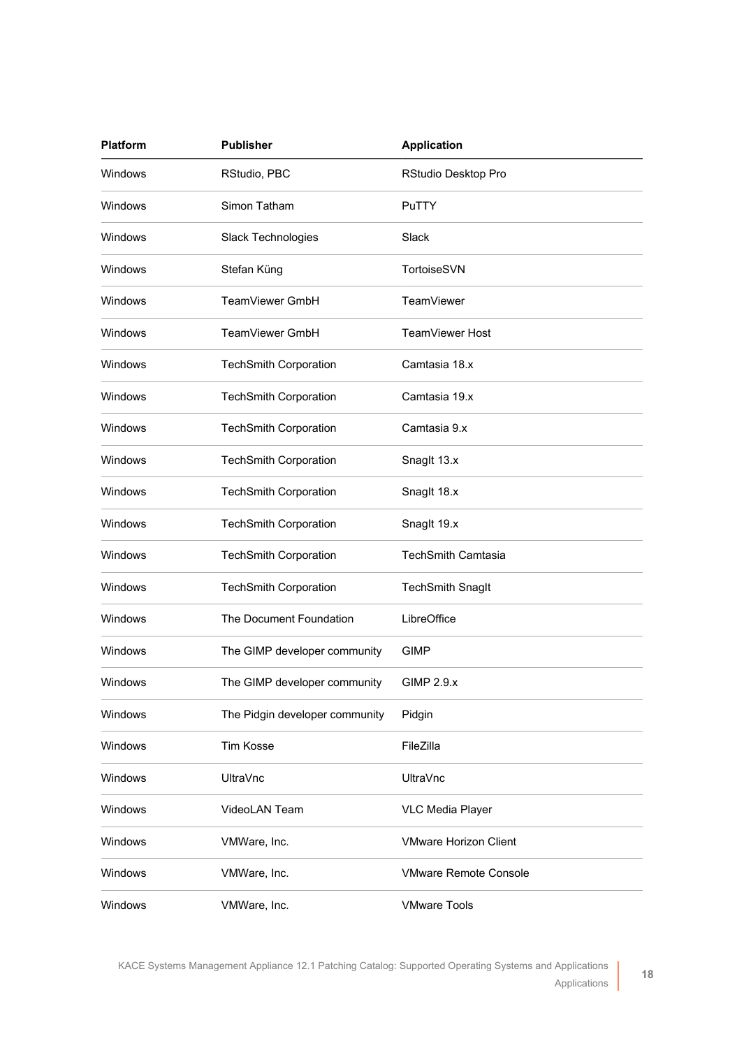| Platform | Publisher | Application |
| --- | --- | --- |
| Windows | RStudio, PBC | RStudio Desktop Pro |
| Windows | Simon Tatham | PuTTY |
| Windows | Slack Technologies | Slack |
| Windows | Stefan Küng | TortoiseSVN |
| Windows | TeamViewer GmbH | TeamViewer |
| Windows | TeamViewer GmbH | TeamViewer Host |
| Windows | TechSmith Corporation | Camtasia 18.x |
| Windows | TechSmith Corporation | Camtasia 19.x |
| Windows | TechSmith Corporation | Camtasia 9.x |
| Windows | TechSmith Corporation | SnagIt 13.x |
| Windows | TechSmith Corporation | SnagIt 18.x |
| Windows | TechSmith Corporation | SnagIt 19.x |
| Windows | TechSmith Corporation | TechSmith Camtasia |
| Windows | TechSmith Corporation | TechSmith SnagIt |
| Windows | The Document Foundation | LibreOffice |
| Windows | The GIMP developer community | GIMP |
| Windows | The GIMP developer community | GIMP 2.9.x |
| Windows | The Pidgin developer community | Pidgin |
| Windows | Tim Kosse | FileZilla |
| Windows | UltraVnc | UltraVnc |
| Windows | VideoLAN Team | VLC Media Player |
| Windows | VMWare, Inc. | VMware Horizon Client |
| Windows | VMWare, Inc. | VMware Remote Console |
| Windows | VMWare, Inc. | VMware Tools |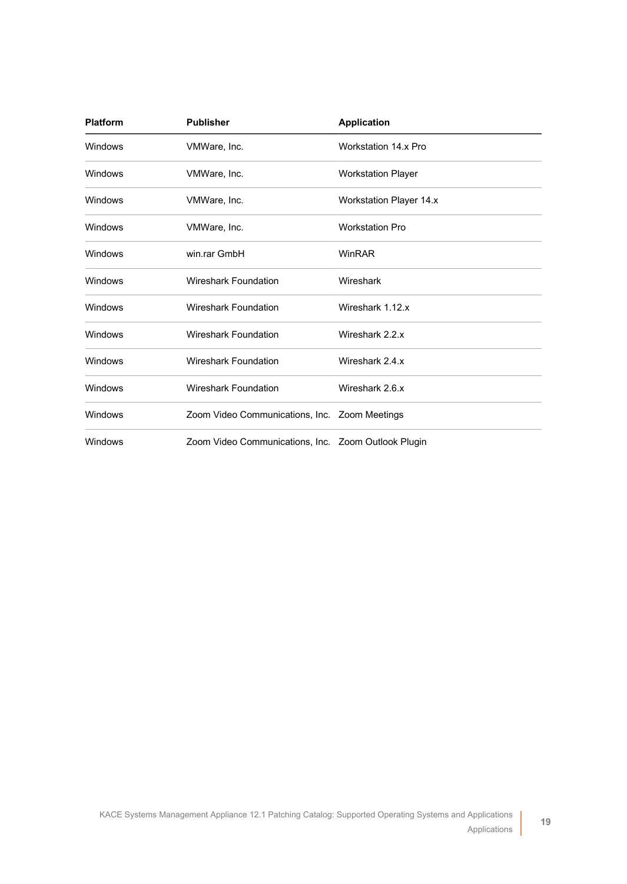| Platform | Publisher | Application |
| --- | --- | --- |
| Windows | VMWare, Inc. | Workstation 14.x Pro |
| Windows | VMWare, Inc. | Workstation Player |
| Windows | VMWare, Inc. | Workstation Player 14.x |
| Windows | VMWare, Inc. | Workstation Pro |
| Windows | win.rar GmbH | WinRAR |
| Windows | Wireshark Foundation | Wireshark |
| Windows | Wireshark Foundation | Wireshark 1.12.x |
| Windows | Wireshark Foundation | Wireshark 2.2.x |
| Windows | Wireshark Foundation | Wireshark 2.4.x |
| Windows | Wireshark Foundation | Wireshark 2.6.x |
| Windows | Zoom Video Communications, Inc. | Zoom Meetings |
| Windows | Zoom Video Communications, Inc. | Zoom Outlook Plugin |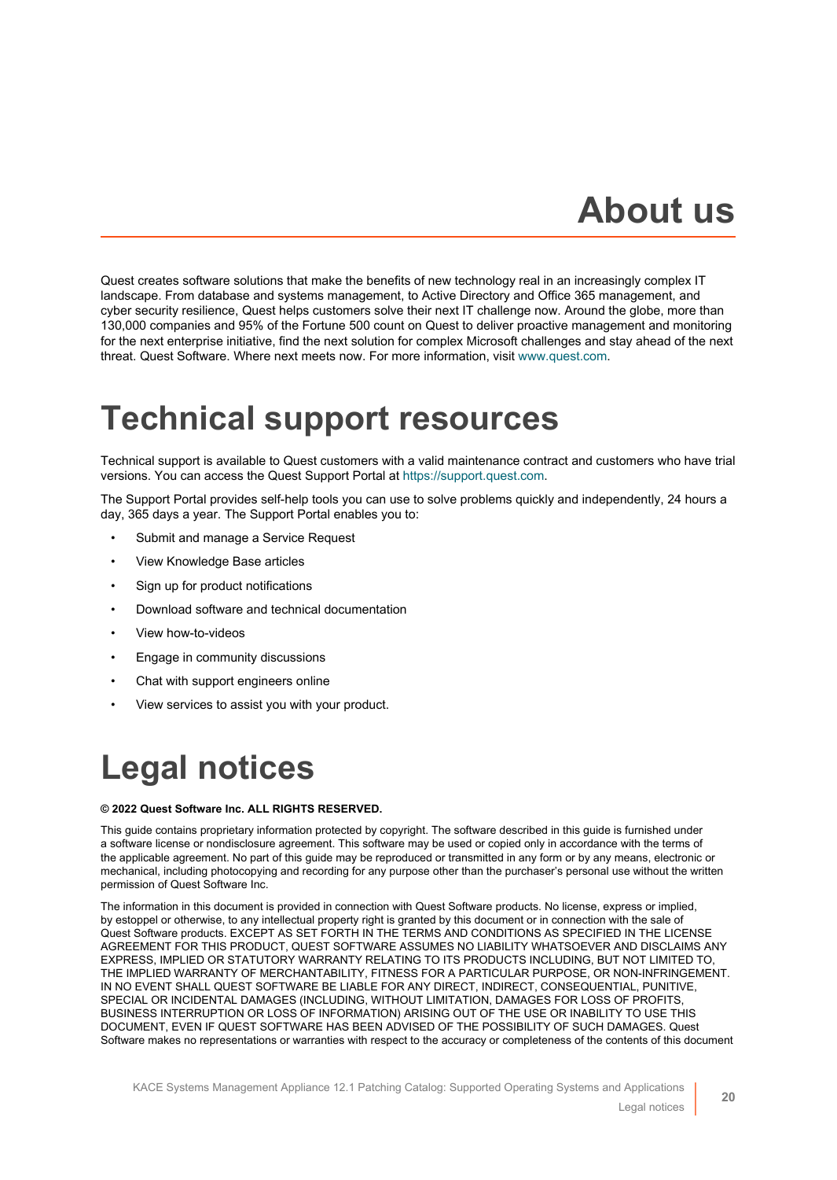# About us

Quest creates software solutions that make the benefits of new technology real in an increasingly complex IT landscape. From database and systems management, to Active Directory and Office 365 management, and cyber security resilience, Quest helps customers solve their next IT challenge now. Around the globe, more than 130,000 companies and 95% of the Fortune 500 count on Quest to deliver proactive management and monitoring for the next enterprise initiative, find the next solution for complex Microsoft challenges and stay ahead of the next threat. Quest Software. Where next meets now. For more information, visit www.quest.com.

# Technical support resources

Technical support is available to Quest customers with a valid maintenance contract and customers who have trial versions. You can access the Quest Support Portal at https://support.quest.com.

The Support Portal provides self-help tools you can use to solve problems quickly and independently, 24 hours a day, 365 days a year. The Support Portal enables you to:

- Submit and manage a Service Request
- View Knowledge Base articles
- Sign up for product notifications
- Download software and technical documentation
- View how-to-videos
- Engage in community discussions
- Chat with support engineers online
- View services to assist you with your product.

# Legal notices

**© 2022 Quest Software Inc. ALL RIGHTS RESERVED.**

This guide contains proprietary information protected by copyright. The software described in this guide is furnished under a software license or nondisclosure agreement. This software may be used or copied only in accordance with the terms of the applicable agreement. No part of this guide may be reproduced or transmitted in any form or by any means, electronic or mechanical, including photocopying and recording for any purpose other than the purchaser's personal use without the written permission of Quest Software Inc.

The information in this document is provided in connection with Quest Software products. No license, express or implied, by estoppel or otherwise, to any intellectual property right is granted by this document or in connection with the sale of Quest Software products. EXCEPT AS SET FORTH IN THE TERMS AND CONDITIONS AS SPECIFIED IN THE LICENSE AGREEMENT FOR THIS PRODUCT, QUEST SOFTWARE ASSUMES NO LIABILITY WHATSOEVER AND DISCLAIMS ANY EXPRESS, IMPLIED OR STATUTORY WARRANTY RELATING TO ITS PRODUCTS INCLUDING, BUT NOT LIMITED TO, THE IMPLIED WARRANTY OF MERCHANTABILITY, FITNESS FOR A PARTICULAR PURPOSE, OR NON-INFRINGEMENT. IN NO EVENT SHALL QUEST SOFTWARE BE LIABLE FOR ANY DIRECT, INDIRECT, CONSEQUENTIAL, PUNITIVE, SPECIAL OR INCIDENTAL DAMAGES (INCLUDING, WITHOUT LIMITATION, DAMAGES FOR LOSS OF PROFITS, BUSINESS INTERRUPTION OR LOSS OF INFORMATION) ARISING OUT OF THE USE OR INABILITY TO USE THIS DOCUMENT, EVEN IF QUEST SOFTWARE HAS BEEN ADVISED OF THE POSSIBILITY OF SUCH DAMAGES. Quest Software makes no representations or warranties with respect to the accuracy or completeness of the contents of this document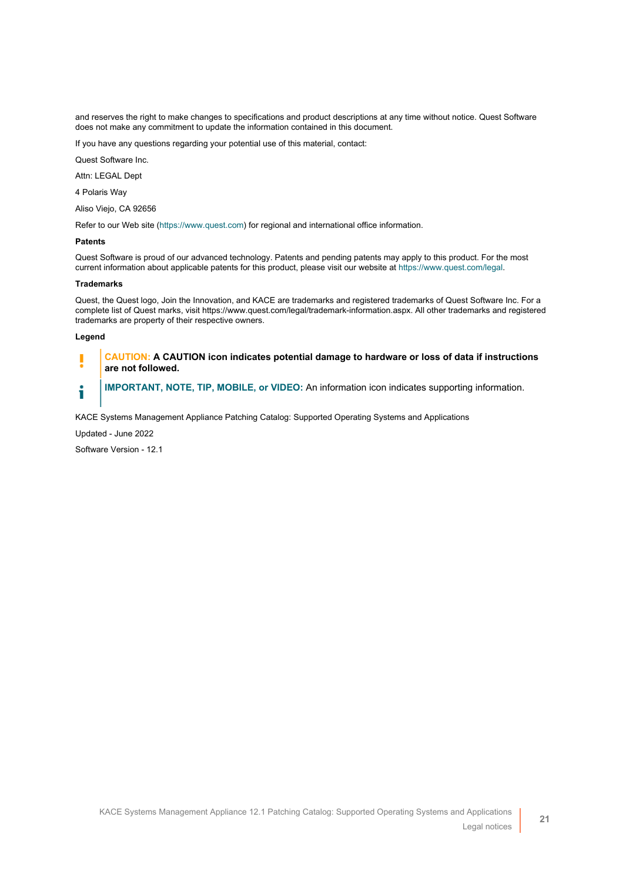and reserves the right to make changes to specifications and product descriptions at any time without notice. Quest Software does not make any commitment to update the information contained in this document.

If you have any questions regarding your potential use of this material, contact:

Quest Software Inc.

Attn: LEGAL Dept

4 Polaris Way

Aliso Viejo, CA 92656

Refer to our Web site (https://www.quest.com) for regional and international office information.

### Patents

Quest Software is proud of our advanced technology. Patents and pending patents may apply to this product. For the most current information about applicable patents for this product, please visit our website at https://www.quest.com/legal.

### Trademarks

Quest, the Quest logo, Join the Innovation, and KACE are trademarks and registered trademarks of Quest Software Inc. For a complete list of Quest marks, visit https://www.quest.com/legal/trademark-information.aspx. All other trademarks and registered trademarks are property of their respective owners.

### Legend

**CAUTION: A CAUTION icon indicates potential damage to hardware or loss of data if instructions are not followed.**

**IMPORTANT, NOTE, TIP, MOBILE, or VIDEO:** An information icon indicates supporting information.

KACE Systems Management Appliance Patching Catalog: Supported Operating Systems and Applications

Updated - June 2022

Software Version - 12.1